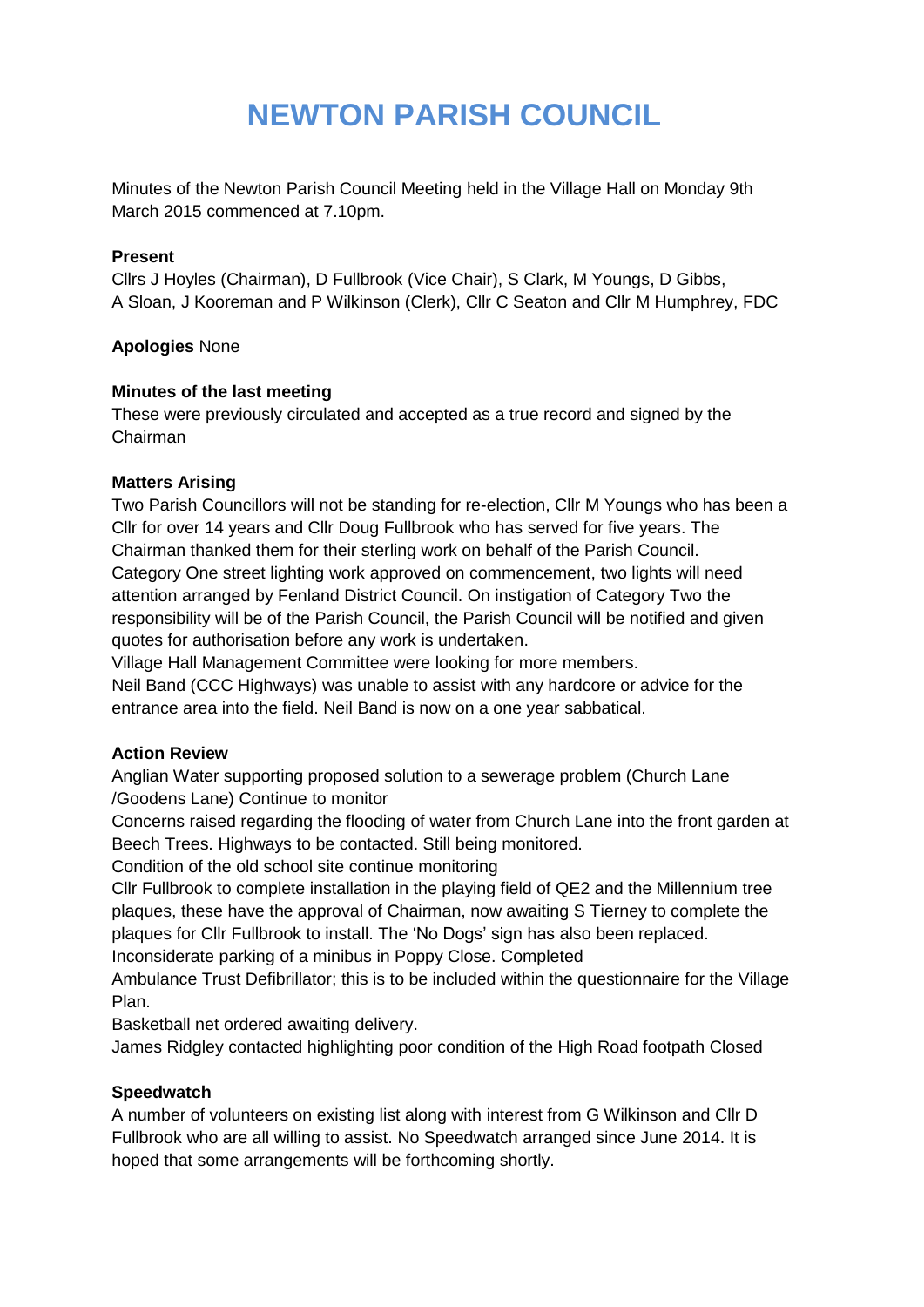# NEWTON PARISH COUNCIL

Minutes of the Newton Parish Council Meeting held in the Village Hall on Monday 9th March 2015 commenced at 7.10pm.

**Present**

Cllrs J Hoyles (Chairman), D Fullbrook (Vice Chair), S Clark, M Youngs, D Gibbs, A Sloan, J Kooreman and P Wilkinson (Clerk), Cllr C Seaton and Cllr M Humphrey, FDC

**Apologies** None

**Minutes of the last meeting**

These were previously circulated and accepted as a true record and signed by the Chairman

**Matters Arising**

Two Parish Councillors will not be standing for re-election, Cllr M Youngs who has been a Cllr for over 14 years and Cllr Doug Fullbrook who has served for five years. The Chairman thanked them for their sterling work on behalf of the Parish Council.

Category One street lighting work approved on commencement, two lights will need attention arranged by Fenland District Council. On instigation of Category Two the responsibility will be of the Parish Council, the Parish Council will be notified and given quotes for authorisation before any work is undertaken.

Village Hall Management Committee were looking for more members.

Neil Band (CCC Highways) was unable to assist with any hardcore or advice for the entrance area into the field. Neil Band is now on a one year sabbatical.

**Action Review**

Anglian Water supporting proposed solution to a sewerage problem (Church Lane /Goodens Lane) Continue to monitor

Concerns raised regarding the flooding of water from Church Lane into the front garden at Beech Trees. Highways to be contacted. Still being monitored.

Condition of the old school site continue monitoring

Cllr Fullbrook to complete installation in the playing field of QE2 and the Millennium tree plaques, these have the approval of Chairman, now awaiting S Tierney to complete the plaques for Cllr Fullbrook to install. The 'No Dogs' sign has also been replaced.

Inconsiderate parking of a minibus in Poppy Close. Completed

Ambulance Trust Defibrillator; this is to be included within the questionnaire for the Village Plan.

Basketball net ordered awaiting delivery.

James Ridgley contacted highlighting poor condition of the High Road footpath Closed

**Speedwatch**

A number of volunteers on existing list along with interest from G Wilkinson and Cllr D Fullbrook who are all willing to assist. No Speedwatch arranged since June 2014. It is hoped that some arrangements will be forthcoming shortly.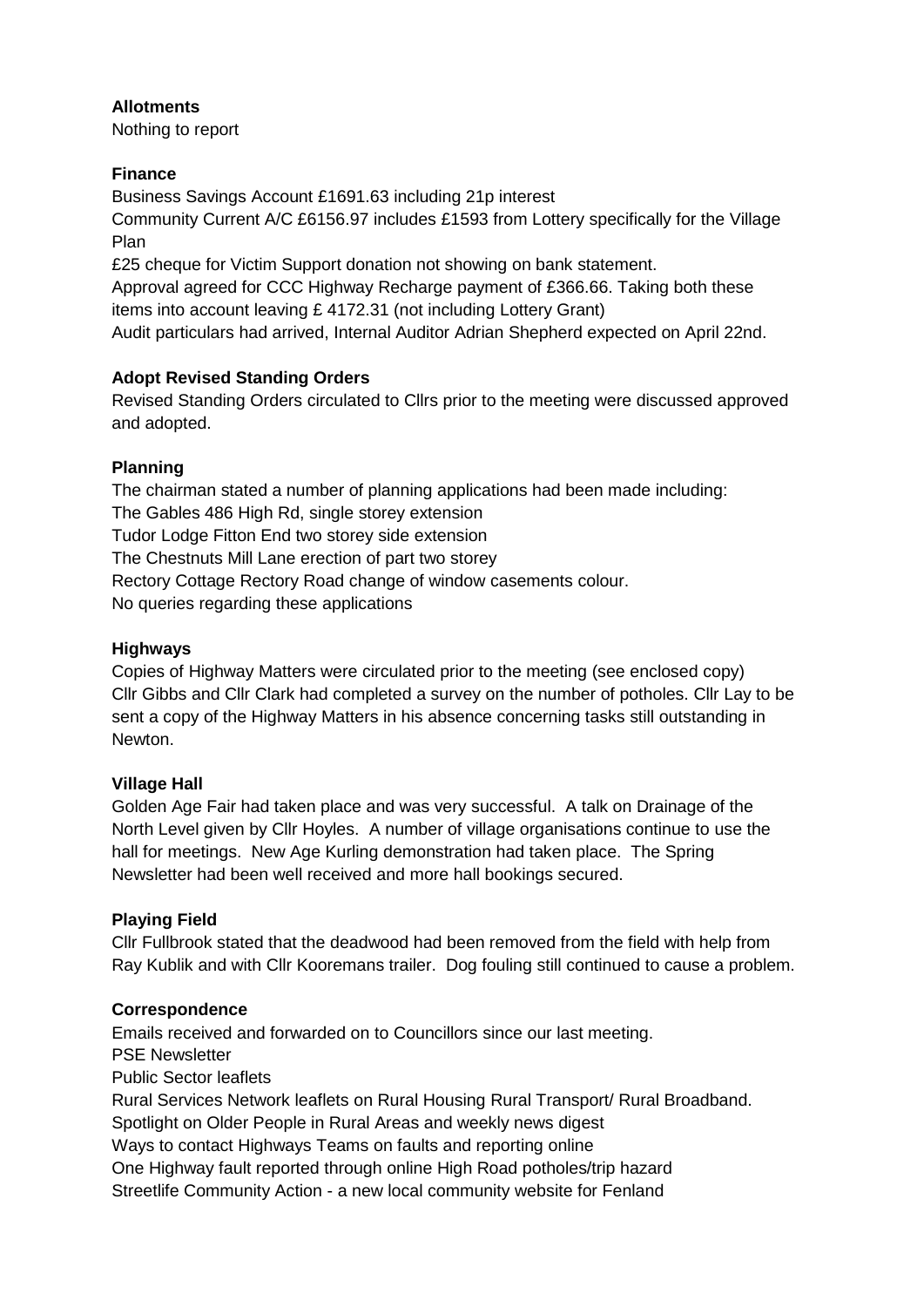**Allotments**

Nothing to report

**Finance**

Business Savings Account £1691.63 including 21p interest
Community Current A/C £6156.97 includes £1593 from Lottery specifically for the Village Plan
£25 cheque for Victim Support donation not showing on bank statement.
Approval agreed for CCC Highway Recharge payment of £366.66. Taking both these items into account leaving £ 4172.31 (not including Lottery Grant)
Audit particulars had arrived, Internal Auditor Adrian Shepherd expected on April 22nd.

**Adopt Revised Standing Orders**

Revised Standing Orders circulated to Cllrs prior to the meeting were discussed approved and adopted.

**Planning**

The chairman stated a number of planning applications had been made including:
The Gables 486 High Rd, single storey extension
Tudor Lodge Fitton End two storey side extension
The Chestnuts Mill Lane erection of part two storey
Rectory Cottage Rectory Road change of window casements colour.
No queries regarding these applications

**Highways**

Copies of Highway Matters were circulated prior to the meeting (see enclosed copy)
Cllr Gibbs and Cllr Clark had completed a survey on the number of potholes. Cllr Lay to be sent a copy of the Highway Matters in his absence concerning tasks still outstanding in Newton.

**Village Hall**

Golden Age Fair had taken place and was very successful. A talk on Drainage of the North Level given by Cllr Hoyles. A number of village organisations continue to use the hall for meetings. New Age Kurling demonstration had taken place. The Spring Newsletter had been well received and more hall bookings secured.

**Playing Field**

Cllr Fullbrook stated that the deadwood had been removed from the field with help from Ray Kublik and with Cllr Kooremans trailer. Dog fouling still continued to cause a problem.

**Correspondence**

Emails received and forwarded on to Councillors since our last meeting.
PSE Newsletter
Public Sector leaflets
Rural Services Network leaflets on Rural Housing Rural Transport/ Rural Broadband.
Spotlight on Older People in Rural Areas and weekly news digest
Ways to contact Highways Teams on faults and reporting online
One Highway fault reported through online High Road potholes/trip hazard
Streetlife Community Action - a new local community website for Fenland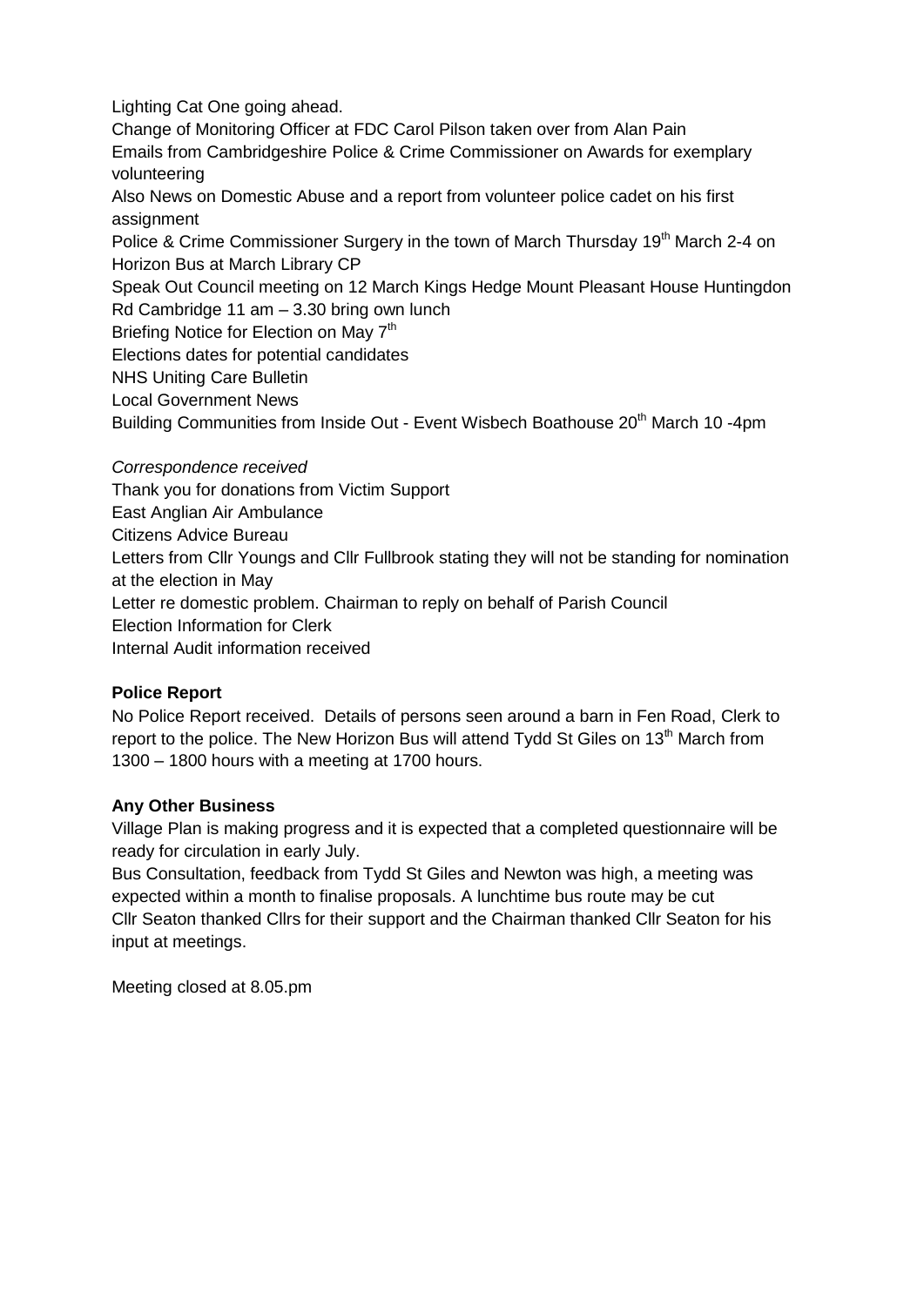Lighting Cat One going ahead.

Change of Monitoring Officer at FDC Carol Pilson taken over from Alan Pain

Emails from Cambridgeshire Police & Crime Commissioner on Awards for exemplary volunteering

Also News on Domestic Abuse and a report from volunteer police cadet on his first assignment

Police & Crime Commissioner Surgery in the town of March Thursday 19th March 2-4 on Horizon Bus at March Library CP

Speak Out Council meeting on 12 March Kings Hedge Mount Pleasant House Huntingdon Rd Cambridge 11 am – 3.30 bring own lunch

Briefing Notice for Election on May 7th

Elections dates for potential candidates

NHS Uniting Care Bulletin

Local Government News

Building Communities from Inside Out - Event Wisbech Boathouse 20th March 10 -4pm

*Correspondence received*

Thank you for donations from Victim Support

East Anglian Air Ambulance

Citizens Advice Bureau

Letters from Cllr Youngs and Cllr Fullbrook stating they will not be standing for nomination at the election in May

Letter re domestic problem. Chairman to reply on behalf of Parish Council

Election Information for Clerk

Internal Audit information received

**Police Report**

No Police Report received. Details of persons seen around a barn in Fen Road, Clerk to report to the police. The New Horizon Bus will attend Tydd St Giles on 13th March from 1300 – 1800 hours with a meeting at 1700 hours.

**Any Other Business**

Village Plan is making progress and it is expected that a completed questionnaire will be ready for circulation in early July.

Bus Consultation, feedback from Tydd St Giles and Newton was high, a meeting was expected within a month to finalise proposals. A lunchtime bus route may be cut

Cllr Seaton thanked Cllrs for their support and the Chairman thanked Cllr Seaton for his input at meetings.

Meeting closed at 8.05.pm